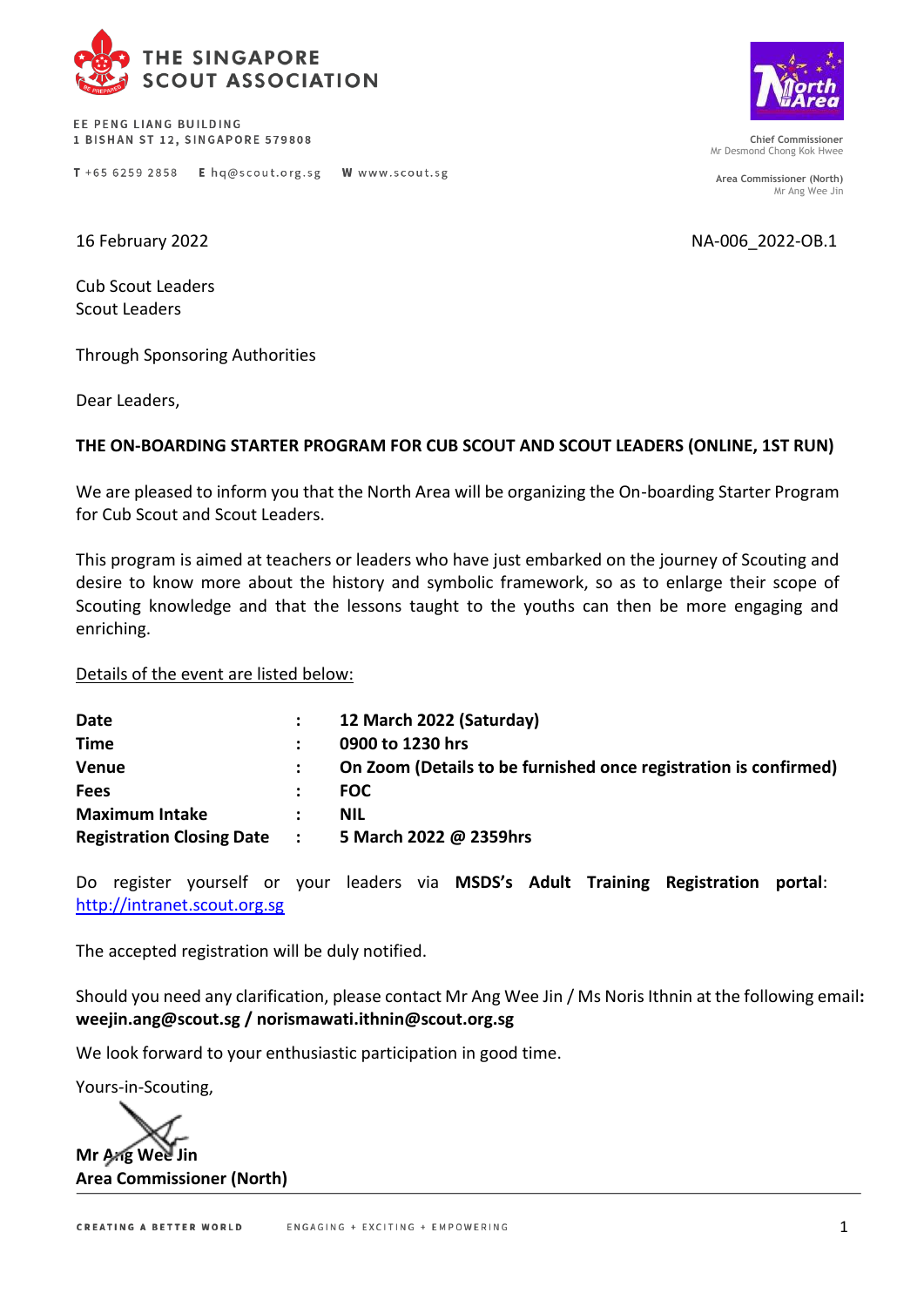THE SINGAPORE SCOUT ASSOCIATION

EE PENG LIANG BUILDING
1 BISHAN ST 12, SINGAPORE 579808

T +65 6259 2858   E hq@scout.org.sg   W www.scout.sg

Chief Commissioner
Mr Desmond Chong Kok Hwee

Area Commissioner (North)
Mr Ang Wee Jin

16 February 2022

NA-006_2022-OB.1

Cub Scout Leaders
Scout Leaders

Through Sponsoring Authorities

Dear Leaders,

**THE ON-BOARDING STARTER PROGRAM FOR CUB SCOUT AND SCOUT LEADERS (ONLINE, 1ST RUN)**

We are pleased to inform you that the North Area will be organizing the On-boarding Starter Program for Cub Scout and Scout Leaders.

This program is aimed at teachers or leaders who have just embarked on the journey of Scouting and desire to know more about the history and symbolic framework, so as to enlarge their scope of Scouting knowledge and that the lessons taught to the youths can then be more engaging and enriching.

Details of the event are listed below:

| | | |
|---|---|---|
| **Date** | : | **12 March 2022 (Saturday)** |
| **Time** | : | **0900 to 1230 hrs** |
| **Venue** | : | **On Zoom (Details to be furnished once registration is confirmed)** |
| **Fees** | : | **FOC** |
| **Maximum Intake** | : | **NIL** |
| **Registration Closing Date** | : | **5 March 2022 @ 2359hrs** |

Do register yourself or your leaders via **MSDS's Adult Training Registration portal**: http://intranet.scout.org.sg

The accepted registration will be duly notified.

Should you need any clarification, please contact Mr Ang Wee Jin / Ms Noris Ithnin at the following email: **weejin.ang@scout.sg / norismawati.ithnin@scout.org.sg**

We look forward to your enthusiastic participation in good time.

Yours-in-Scouting,

**Mr Ang Wee Jin**
**Area Commissioner (North)**

CREATING A BETTER WORLD   ENGAGING + EXCITING + EMPOWERING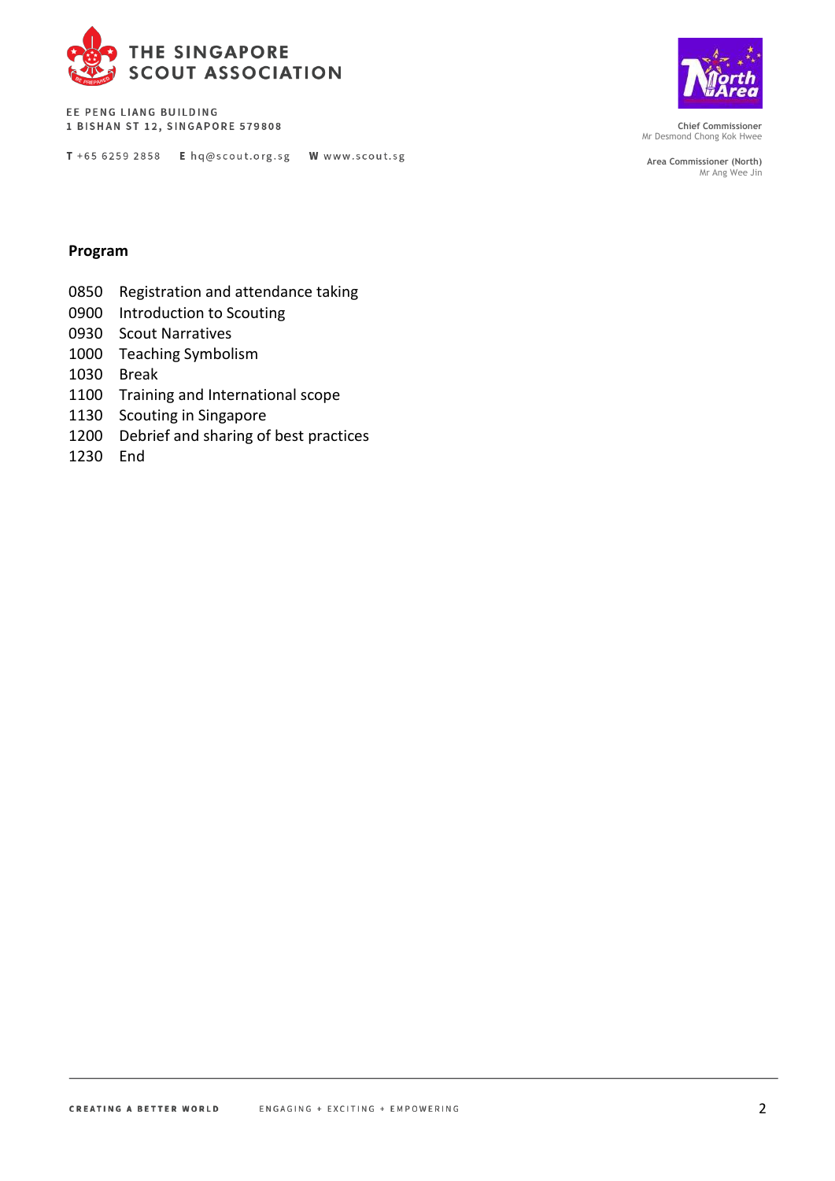THE SINGAPORE SCOUT ASSOCIATION

EE PENG LIANG BUILDING
1 BISHAN ST 12, SINGAPORE 579808

**T** +65 6259 2858 **E** hq@scout.org.sg **W** www.scout.sg

**Chief Commissioner**
Mr Desmond Chong Kok Hwee

**Area Commissioner (North)**
Mr Ang Wee Jin

**Program**

0850 Registration and attendance taking
0900 Introduction to Scouting
0930 Scout Narratives
1000 Teaching Symbolism
1030 Break
1100 Training and International scope
1130 Scouting in Singapore
1200 Debrief and sharing of best practices
1230 End